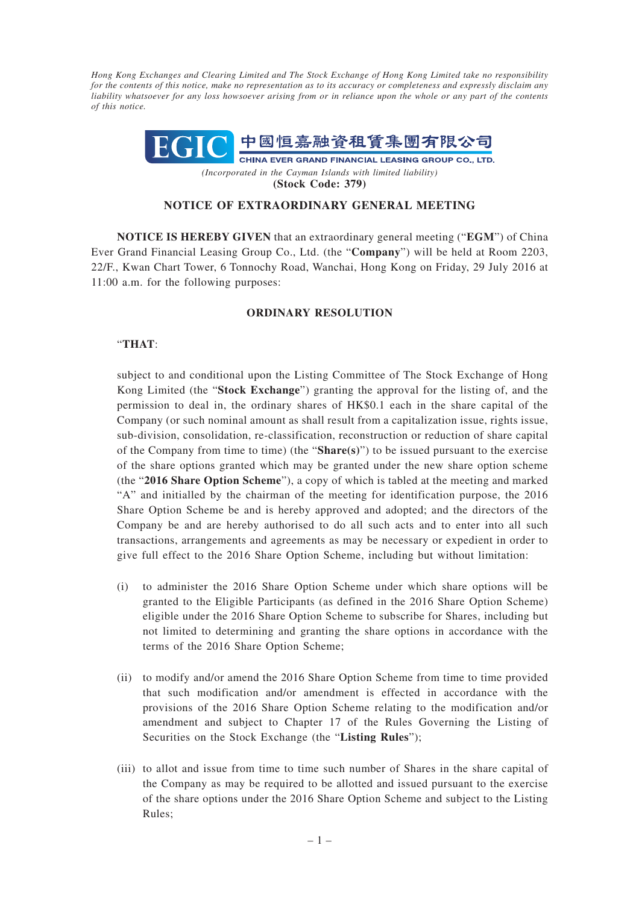*Hong Kong Exchanges and Clearing Limited and The Stock Exchange of Hong Kong Limited take no responsibility for the contents of this notice, make no representation as to its accuracy or completeness and expressly disclaim any liability whatsoever for any loss howsoever arising from or in reliance upon the whole or any part of the contents of this notice.*

EGIC 中國恒嘉融資租賃集團有限公司

CHINA EVER GRAND FINANCIAL LEASING GROUP CO., LTD.

*(Incorporated in the Cayman Islands with limited liability)*

**(Stock Code: 379)**

## NOTICE OF EXTRAORDINARY GENERAL MEETING

**NOTICE IS HEREBY GIVEN** that an extraordinary general meeting ("**EGM**") of China Ever Grand Financial Leasing Group Co., Ltd. (the "**Company**") will be held at Room 2203, 22/F., Kwan Chart Tower, 6 Tonnochy Road, Wanchai, Hong Kong on Friday, 29 July 2016 at 11:00 a.m. for the following purposes:

### ORDINARY RESOLUTION

"**THAT**:

subject to and conditional upon the Listing Committee of The Stock Exchange of Hong Kong Limited (the "**Stock Exchange**") granting the approval for the listing of, and the permission to deal in, the ordinary shares of HK$0.1 each in the share capital of the Company (or such nominal amount as shall result from a capitalization issue, rights issue, sub-division, consolidation, re-classification, reconstruction or reduction of share capital of the Company from time to time) (the "**Share(s)**") to be issued pursuant to the exercise of the share options granted which may be granted under the new share option scheme (the "**2016 Share Option Scheme**"), a copy of which is tabled at the meeting and marked "A" and initialled by the chairman of the meeting for identification purpose, the 2016 Share Option Scheme be and is hereby approved and adopted; and the directors of the Company be and are hereby authorised to do all such acts and to enter into all such transactions, arrangements and agreements as may be necessary or expedient in order to give full effect to the 2016 Share Option Scheme, including but without limitation:

(i) to administer the 2016 Share Option Scheme under which share options will be granted to the Eligible Participants (as defined in the 2016 Share Option Scheme) eligible under the 2016 Share Option Scheme to subscribe for Shares, including but not limited to determining and granting the share options in accordance with the terms of the 2016 Share Option Scheme;

(ii) to modify and/or amend the 2016 Share Option Scheme from time to time provided that such modification and/or amendment is effected in accordance with the provisions of the 2016 Share Option Scheme relating to the modification and/or amendment and subject to Chapter 17 of the Rules Governing the Listing of Securities on the Stock Exchange (the "**Listing Rules**");

(iii) to allot and issue from time to time such number of Shares in the share capital of the Company as may be required to be allotted and issued pursuant to the exercise of the share options under the 2016 Share Option Scheme and subject to the Listing Rules;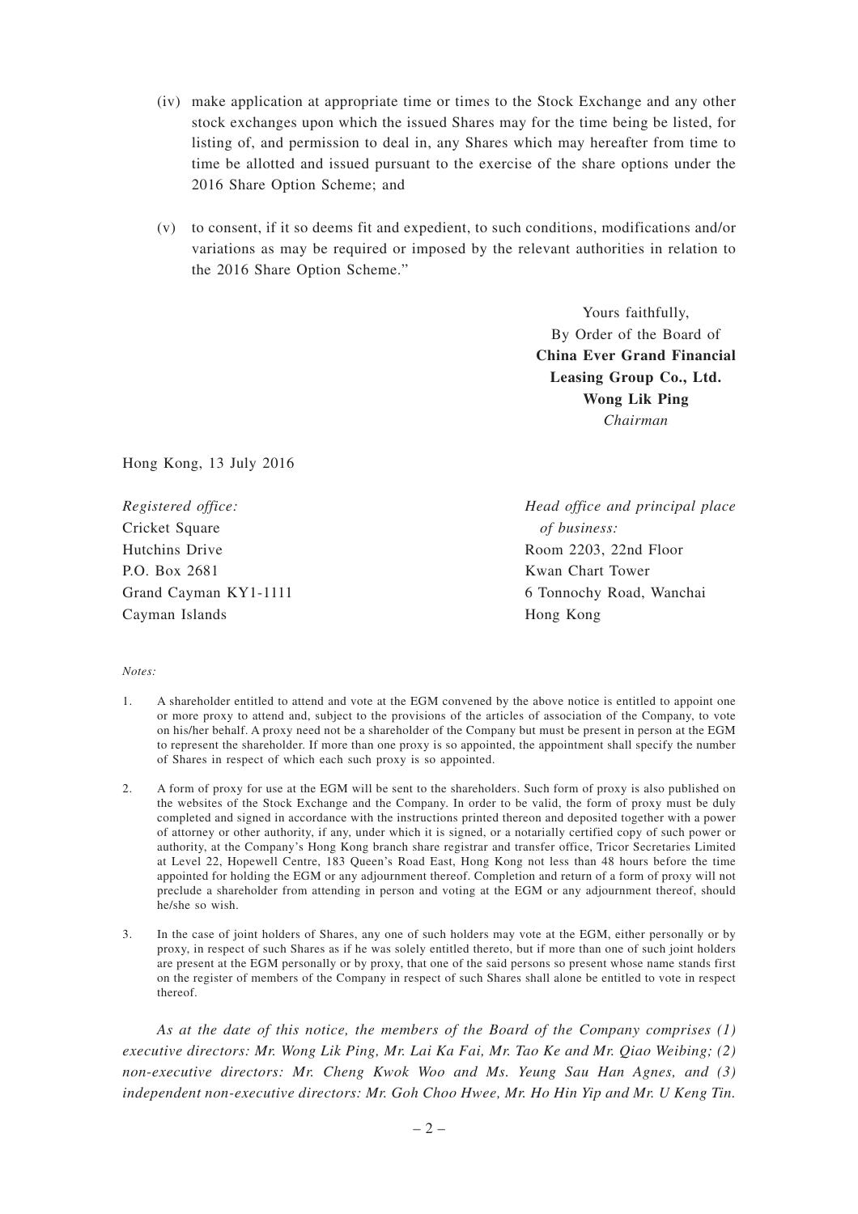(iv) make application at appropriate time or times to the Stock Exchange and any other stock exchanges upon which the issued Shares may for the time being be listed, for listing of, and permission to deal in, any Shares which may hereafter from time to time be allotted and issued pursuant to the exercise of the share options under the 2016 Share Option Scheme; and

(v) to consent, if it so deems fit and expedient, to such conditions, modifications and/or variations as may be required or imposed by the relevant authorities in relation to the 2016 Share Option Scheme."

Yours faithfully,
By Order of the Board of
**China Ever Grand Financial Leasing Group Co., Ltd.**
**Wong Lik Ping**
*Chairman*

Hong Kong, 13 July 2016

*Registered office:*
Cricket Square
Hutchins Drive
P.O. Box 2681
Grand Cayman KY1-1111
Cayman Islands

*Head office and principal place of business:*
Room 2203, 22nd Floor
Kwan Chart Tower
6 Tonnochy Road, Wanchai
Hong Kong

*Notes:*

1. A shareholder entitled to attend and vote at the EGM convened by the above notice is entitled to appoint one or more proxy to attend and, subject to the provisions of the articles of association of the Company, to vote on his/her behalf. A proxy need not be a shareholder of the Company but must be present in person at the EGM to represent the shareholder. If more than one proxy is so appointed, the appointment shall specify the number of Shares in respect of which each such proxy is so appointed.

2. A form of proxy for use at the EGM will be sent to the shareholders. Such form of proxy is also published on the websites of the Stock Exchange and the Company. In order to be valid, the form of proxy must be duly completed and signed in accordance with the instructions printed thereon and deposited together with a power of attorney or other authority, if any, under which it is signed, or a notarially certified copy of such power or authority, at the Company's Hong Kong branch share registrar and transfer office, Tricor Secretaries Limited at Level 22, Hopewell Centre, 183 Queen's Road East, Hong Kong not less than 48 hours before the time appointed for holding the EGM or any adjournment thereof. Completion and return of a form of proxy will not preclude a shareholder from attending in person and voting at the EGM or any adjournment thereof, should he/she so wish.

3. In the case of joint holders of Shares, any one of such holders may vote at the EGM, either personally or by proxy, in respect of such Shares as if he was solely entitled thereto, but if more than one of such joint holders are present at the EGM personally or by proxy, that one of the said persons so present whose name stands first on the register of members of the Company in respect of such Shares shall alone be entitled to vote in respect thereof.

*As at the date of this notice, the members of the Board of the Company comprises (1) executive directors: Mr. Wong Lik Ping, Mr. Lai Ka Fai, Mr. Tao Ke and Mr. Qiao Weibing; (2) non-executive directors: Mr. Cheng Kwok Woo and Ms. Yeung Sau Han Agnes, and (3) independent non-executive directors: Mr. Goh Choo Hwee, Mr. Ho Hin Yip and Mr. U Keng Tin.*